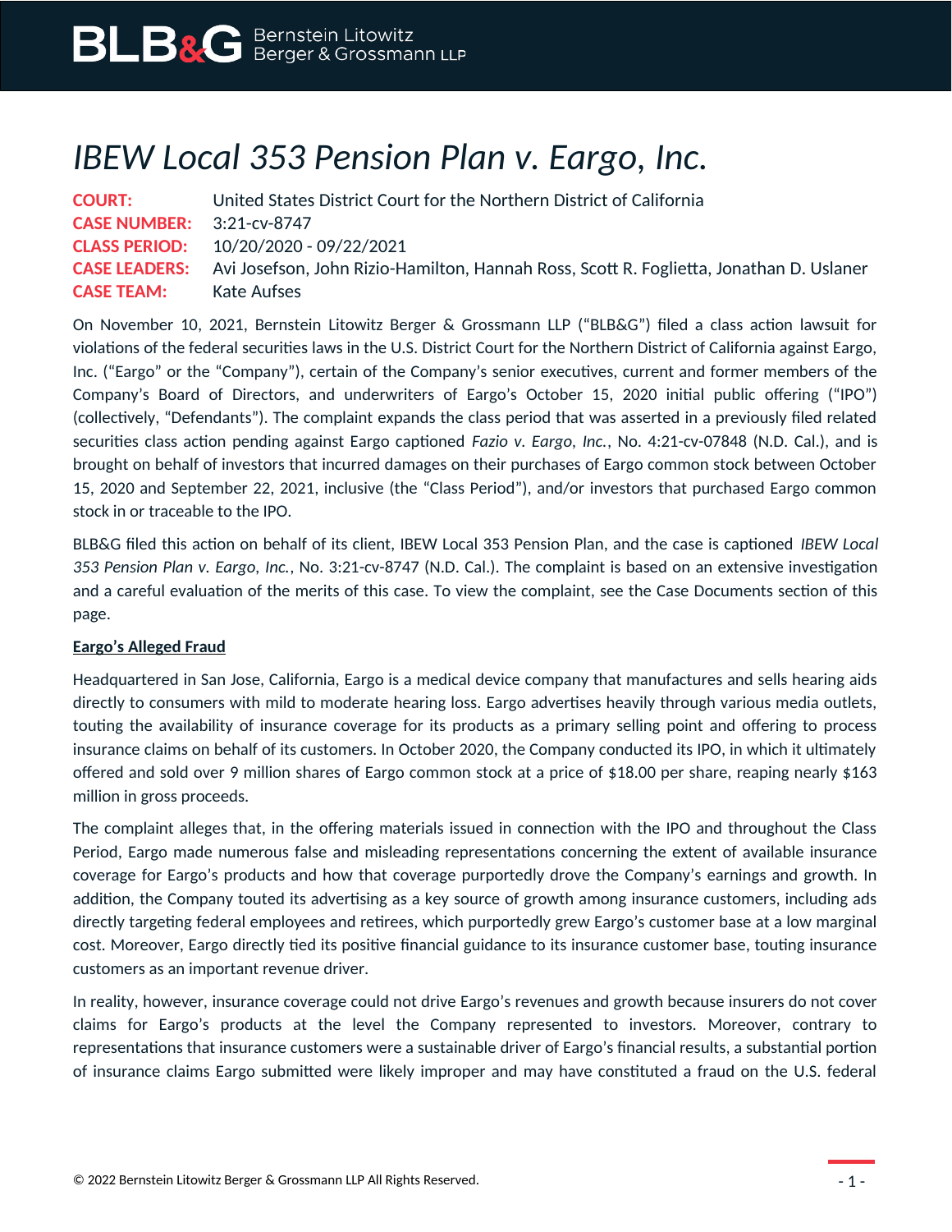# *IBEW Local 353 Pension Plan v. Eargo, Inc.*

**COURT:** United States District Court for the Northern District of California
**CASE NUMBER:** 3:21-cv-8747
**CLASS PERIOD:** 10/20/2020 - 09/22/2021
**CASE LEADERS:** Avi Josefson, John Rizio-Hamilton, Hannah Ross, Scott R. Foglietta, Jonathan D. Uslaner
**CASE TEAM:** Kate Aufses

On November 10, 2021, Bernstein Litowitz Berger & Grossmann LLP ("BLB&G") filed a class action lawsuit for violations of the federal securities laws in the U.S. District Court for the Northern District of California against Eargo, Inc. ("Eargo" or the "Company"), certain of the Company's senior executives, current and former members of the Company's Board of Directors, and underwriters of Eargo's October 15, 2020 initial public offering ("IPO") (collectively, "Defendants"). The complaint expands the class period that was asserted in a previously filed related securities class action pending against Eargo captioned *Fazio v. Eargo, Inc.*, No. 4:21-cv-07848 (N.D. Cal.), and is brought on behalf of investors that incurred damages on their purchases of Eargo common stock between October 15, 2020 and September 22, 2021, inclusive (the "Class Period"), and/or investors that purchased Eargo common stock in or traceable to the IPO.

BLB&G filed this action on behalf of its client, IBEW Local 353 Pension Plan, and the case is captioned *IBEW Local 353 Pension Plan v. Eargo, Inc.*, No. 3:21-cv-8747 (N.D. Cal.). The complaint is based on an extensive investigation and a careful evaluation of the merits of this case. To view the complaint, see the Case Documents section of this page.

**Eargo's Alleged Fraud**

Headquartered in San Jose, California, Eargo is a medical device company that manufactures and sells hearing aids directly to consumers with mild to moderate hearing loss. Eargo advertises heavily through various media outlets, touting the availability of insurance coverage for its products as a primary selling point and offering to process insurance claims on behalf of its customers. In October 2020, the Company conducted its IPO, in which it ultimately offered and sold over 9 million shares of Eargo common stock at a price of $18.00 per share, reaping nearly $163 million in gross proceeds.

The complaint alleges that, in the offering materials issued in connection with the IPO and throughout the Class Period, Eargo made numerous false and misleading representations concerning the extent of available insurance coverage for Eargo's products and how that coverage purportedly drove the Company's earnings and growth. In addition, the Company touted its advertising as a key source of growth among insurance customers, including ads directly targeting federal employees and retirees, which purportedly grew Eargo's customer base at a low marginal cost. Moreover, Eargo directly tied its positive financial guidance to its insurance customer base, touting insurance customers as an important revenue driver.

In reality, however, insurance coverage could not drive Eargo's revenues and growth because insurers do not cover claims for Eargo's products at the level the Company represented to investors. Moreover, contrary to representations that insurance customers were a sustainable driver of Eargo's financial results, a substantial portion of insurance claims Eargo submitted were likely improper and may have constituted a fraud on the U.S. federal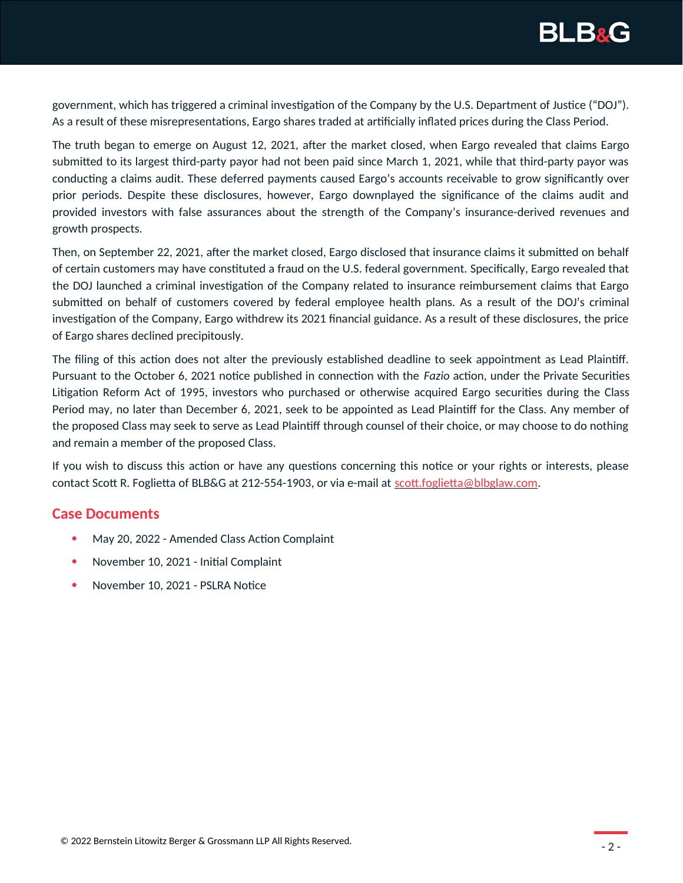government, which has triggered a criminal investigation of the Company by the U.S. Department of Justice ("DOJ"). As a result of these misrepresentations, Eargo shares traded at artificially inflated prices during the Class Period.

The truth began to emerge on August 12, 2021, after the market closed, when Eargo revealed that claims Eargo submitted to its largest third-party payor had not been paid since March 1, 2021, while that third-party payor was conducting a claims audit. These deferred payments caused Eargo's accounts receivable to grow significantly over prior periods. Despite these disclosures, however, Eargo downplayed the significance of the claims audit and provided investors with false assurances about the strength of the Company's insurance-derived revenues and growth prospects.

Then, on September 22, 2021, after the market closed, Eargo disclosed that insurance claims it submitted on behalf of certain customers may have constituted a fraud on the U.S. federal government. Specifically, Eargo revealed that the DOJ launched a criminal investigation of the Company related to insurance reimbursement claims that Eargo submitted on behalf of customers covered by federal employee health plans. As a result of the DOJ's criminal investigation of the Company, Eargo withdrew its 2021 financial guidance. As a result of these disclosures, the price of Eargo shares declined precipitously.

The filing of this action does not alter the previously established deadline to seek appointment as Lead Plaintiff. Pursuant to the October 6, 2021 notice published in connection with the *Fazio* action, under the Private Securities Litigation Reform Act of 1995, investors who purchased or otherwise acquired Eargo securities during the Class Period may, no later than December 6, 2021, seek to be appointed as Lead Plaintiff for the Class. Any member of the proposed Class may seek to serve as Lead Plaintiff through counsel of their choice, or may choose to do nothing and remain a member of the proposed Class.

If you wish to discuss this action or have any questions concerning this notice or your rights or interests, please contact Scott R. Foglietta of BLB&G at 212-554-1903, or via e-mail at scott.foglietta@blbglaw.com.

## Case Documents

- May 20, 2022 - Amended Class Action Complaint
- November 10, 2021 - Initial Complaint
- November 10, 2021 - PSLRA Notice

© 2022 Bernstein Litowitz Berger & Grossmann LLP All Rights Reserved.